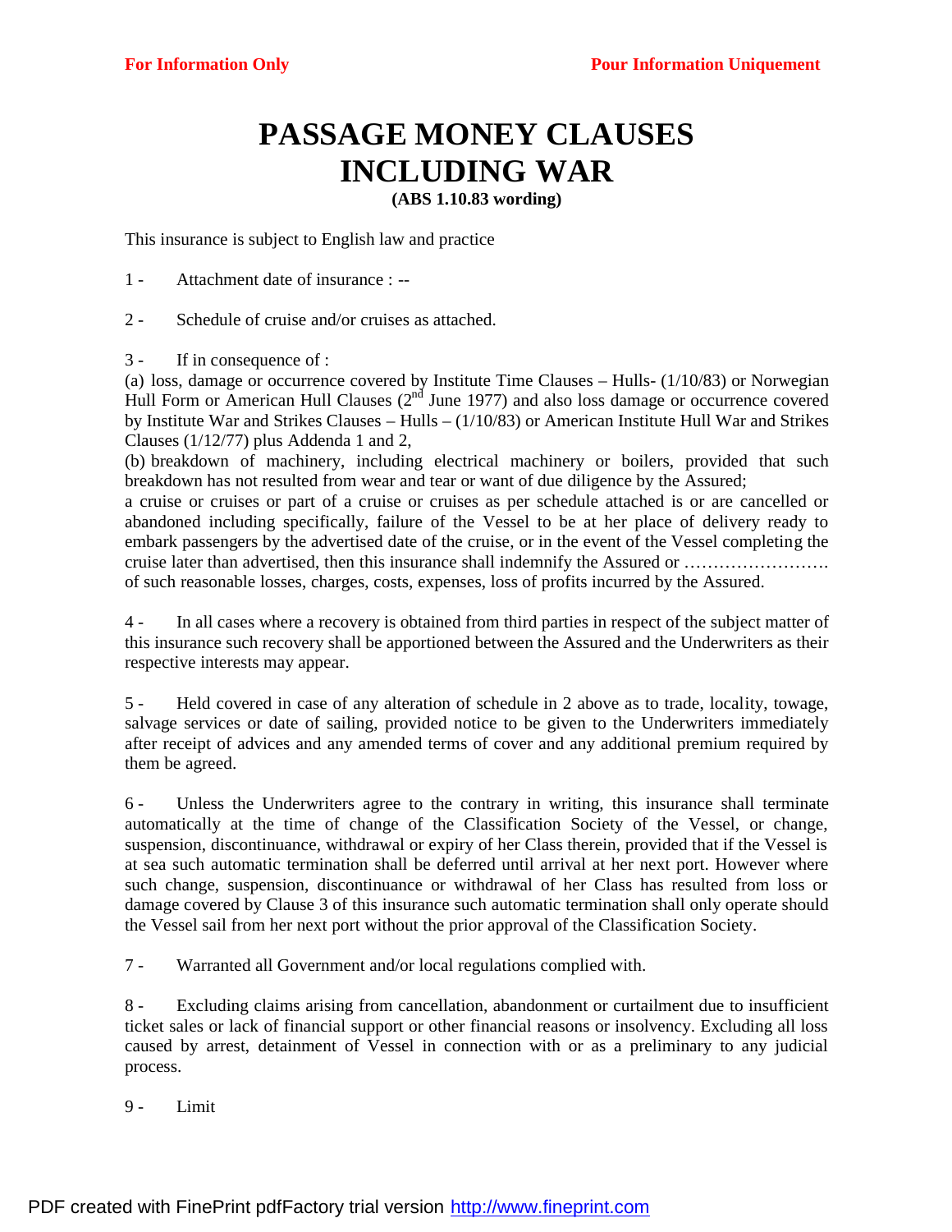**For Information Only** **Pour Information Uniquement**

# PASSAGE MONEY CLAUSES INCLUDING WAR

**(ABS 1.10.83 wording)**

This insurance is subject to English law and practice

1 - Attachment date of insurance : --

2 - Schedule of cruise and/or cruises as attached.

3 - If in consequence of :

(a) loss, damage or occurrence covered by Institute Time Clauses – Hulls- (1/10/83) or Norwegian Hull Form or American Hull Clauses (2nd June 1977) and also loss damage or occurrence covered by Institute War and Strikes Clauses – Hulls – (1/10/83) or American Institute Hull War and Strikes Clauses (1/12/77) plus Addenda 1 and 2,

(b) breakdown of machinery, including electrical machinery or boilers, provided that such breakdown has not resulted from wear and tear or want of due diligence by the Assured;

a cruise or cruises or part of a cruise or cruises as per schedule attached is or are cancelled or abandoned including specifically, failure of the Vessel to be at her place of delivery ready to embark passengers by the advertised date of the cruise, or in the event of the Vessel completing the cruise later than advertised, then this insurance shall indemnify the Assured or ……………………. of such reasonable losses, charges, costs, expenses, loss of profits incurred by the Assured.

4 - In all cases where a recovery is obtained from third parties in respect of the subject matter of this insurance such recovery shall be apportioned between the Assured and the Underwriters as their respective interests may appear.

5 - Held covered in case of any alteration of schedule in 2 above as to trade, locality, towage, salvage services or date of sailing, provided notice to be given to the Underwriters immediately after receipt of advices and any amended terms of cover and any additional premium required by them be agreed.

6 - Unless the Underwriters agree to the contrary in writing, this insurance shall terminate automatically at the time of change of the Classification Society of the Vessel, or change, suspension, discontinuance, withdrawal or expiry of her Class therein, provided that if the Vessel is at sea such automatic termination shall be deferred until arrival at her next port. However where such change, suspension, discontinuance or withdrawal of her Class has resulted from loss or damage covered by Clause 3 of this insurance such automatic termination shall only operate should the Vessel sail from her next port without the prior approval of the Classification Society.

7 - Warranted all Government and/or local regulations complied with.

8 - Excluding claims arising from cancellation, abandonment or curtailment due to insufficient ticket sales or lack of financial support or other financial reasons or insolvency. Excluding all loss caused by arrest, detainment of Vessel in connection with or as a preliminary to any judicial process.

9 - Limit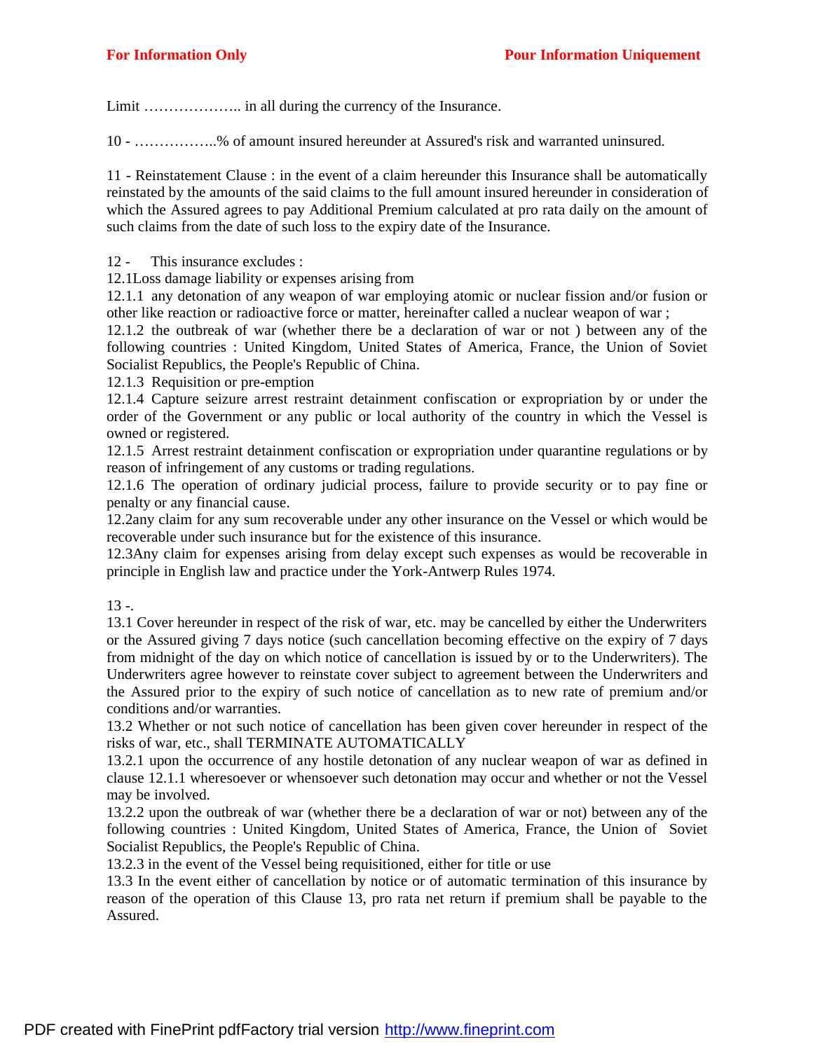Limit ……………….. in all during the currency of the Insurance.

10 - ……………..% of amount insured hereunder at Assured's risk and warranted uninsured.

11 - Reinstatement Clause : in the event of a claim hereunder this Insurance shall be automatically reinstated by the amounts of the said claims to the full amount insured hereunder in consideration of which the Assured agrees to pay Additional Premium calculated at pro rata daily on the amount of such claims from the date of such loss to the expiry date of the Insurance.

12 - This insurance excludes :
12.1Loss damage liability or expenses arising from
12.1.1 any detonation of any weapon of war employing atomic or nuclear fission and/or fusion or other like reaction or radioactive force or matter, hereinafter called a nuclear weapon of war ;
12.1.2 the outbreak of war (whether there be a declaration of war or not ) between any of the following countries : United Kingdom, United States of America, France, the Union of Soviet Socialist Republics, the People's Republic of China.
12.1.3 Requisition or pre-emption
12.1.4 Capture seizure arrest restraint detainment confiscation or expropriation by or under the order of the Government or any public or local authority of the country in which the Vessel is owned or registered.
12.1.5 Arrest restraint detainment confiscation or expropriation under quarantine regulations or by reason of infringement of any customs or trading regulations.
12.1.6 The operation of ordinary judicial process, failure to provide security or to pay fine or penalty or any financial cause.
12.2any claim for any sum recoverable under any other insurance on the Vessel or which would be recoverable under such insurance but for the existence of this insurance.
12.3Any claim for expenses arising from delay except such expenses as would be recoverable in principle in English law and practice under the York-Antwerp Rules 1974.

13 -.
13.1 Cover hereunder in respect of the risk of war, etc. may be cancelled by either the Underwriters or the Assured giving 7 days notice (such cancellation becoming effective on the expiry of 7 days from midnight of the day on which notice of cancellation is issued by or to the Underwriters). The Underwriters agree however to reinstate cover subject to agreement between the Underwriters and the Assured prior to the expiry of such notice of cancellation as to new rate of premium and/or conditions and/or warranties.
13.2 Whether or not such notice of cancellation has been given cover hereunder in respect of the risks of war, etc., shall TERMINATE AUTOMATICALLY
13.2.1 upon the occurrence of any hostile detonation of any nuclear weapon of war as defined in clause 12.1.1 wheresoever or whensoever such detonation may occur and whether or not the Vessel may be involved.
13.2.2 upon the outbreak of war (whether there be a declaration of war or not) between any of the following countries : United Kingdom, United States of America, France, the Union of Soviet Socialist Republics, the People's Republic of China.
13.2.3 in the event of the Vessel being requisitioned, either for title or use
13.3 In the event either of cancellation by notice or of automatic termination of this insurance by reason of the operation of this Clause 13, pro rata net return if premium shall be payable to the Assured.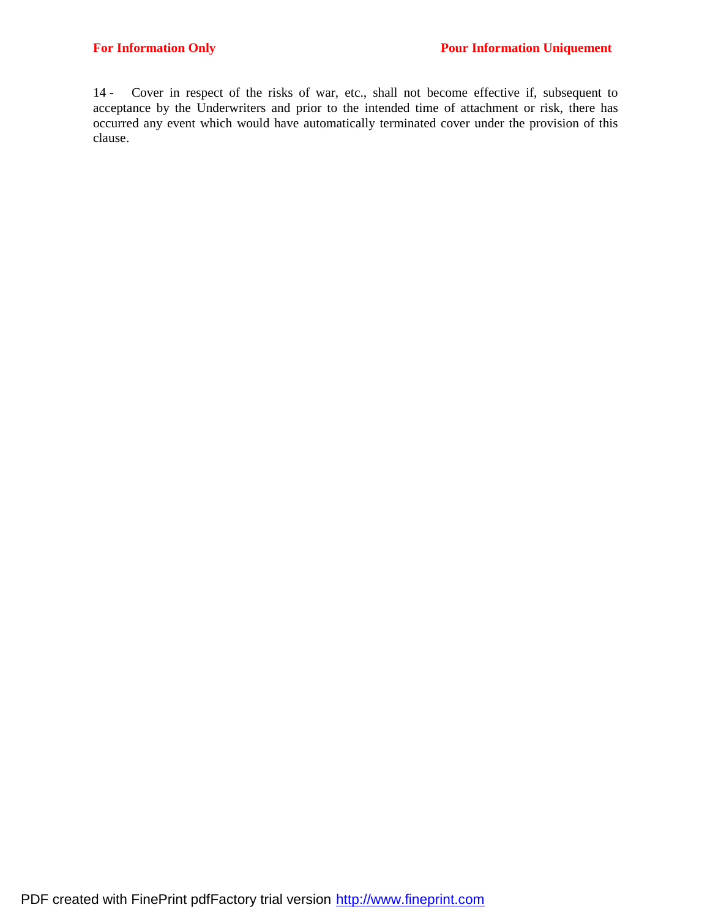14 - Cover in respect of the risks of war, etc., shall not become effective if, subsequent to acceptance by the Underwriters and prior to the intended time of attachment or risk, there has occurred any event which would have automatically terminated cover under the provision of this clause.